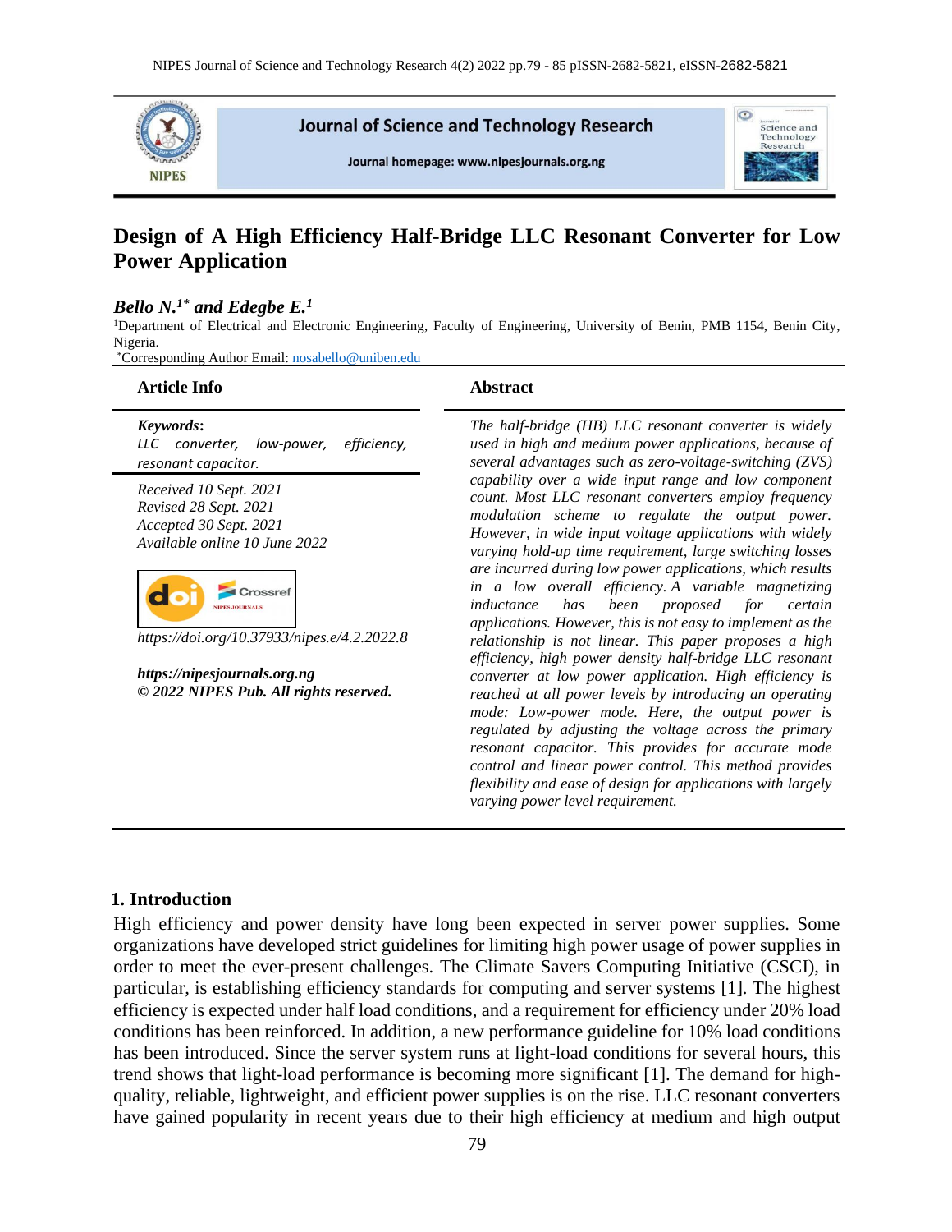# Design of A High Efficiency Half-Bridge LLC Resonant Converter for Low Power Application

***Bello N.[1*] and Edegbe E.[1]***

[1]Department of Electrical and Electronic Engineering, Faculty of Engineering, University of Benin, PMB 1154, Benin City, Nigeria.

[*]Corresponding Author Email: nosabello@uniben.edu

## Article Info

***Keywords*:**
*LLC converter, low-power, efficiency, resonant capacitor.*

*Received 10 Sept. 2021*
*Revised 28 Sept. 2021*
*Accepted 30 Sept. 2021*
*Available online 10 June 2022*

*https://doi.org/10.37933/nipes.e/4.2.2022.8*

***https://nipesjournals.org.ng***
***© 2022 NIPES Pub. All rights reserved.***

## Abstract

*The half-bridge (HB) LLC resonant converter is widely used in high and medium power applications, because of several advantages such as zero-voltage-switching (ZVS) capability over a wide input range and low component count. Most LLC resonant converters employ frequency modulation scheme to regulate the output power. However, in wide input voltage applications with widely varying hold-up time requirement, large switching losses are incurred during low power applications, which results in a low overall efficiency. A variable magnetizing inductance has been proposed for certain applications. However, this is not easy to implement as the relationship is not linear. This paper proposes a high efficiency, high power density half-bridge LLC resonant converter at low power application. High efficiency is reached at all power levels by introducing an operating mode: Low-power mode. Here, the output power is regulated by adjusting the voltage across the primary resonant capacitor. This provides for accurate mode control and linear power control. This method provides flexibility and ease of design for applications with largely varying power level requirement.*

## 1. Introduction

High efficiency and power density have long been expected in server power supplies. Some organizations have developed strict guidelines for limiting high power usage of power supplies in order to meet the ever-present challenges. The Climate Savers Computing Initiative (CSCI), in particular, is establishing efficiency standards for computing and server systems [1]. The highest efficiency is expected under half load conditions, and a requirement for efficiency under 20% load conditions has been reinforced. In addition, a new performance guideline for 10% load conditions has been introduced. Since the server system runs at light-load conditions for several hours, this trend shows that light-load performance is becoming more significant [1]. The demand for high-quality, reliable, lightweight, and efficient power supplies is on the rise. LLC resonant converters have gained popularity in recent years due to their high efficiency at medium and high output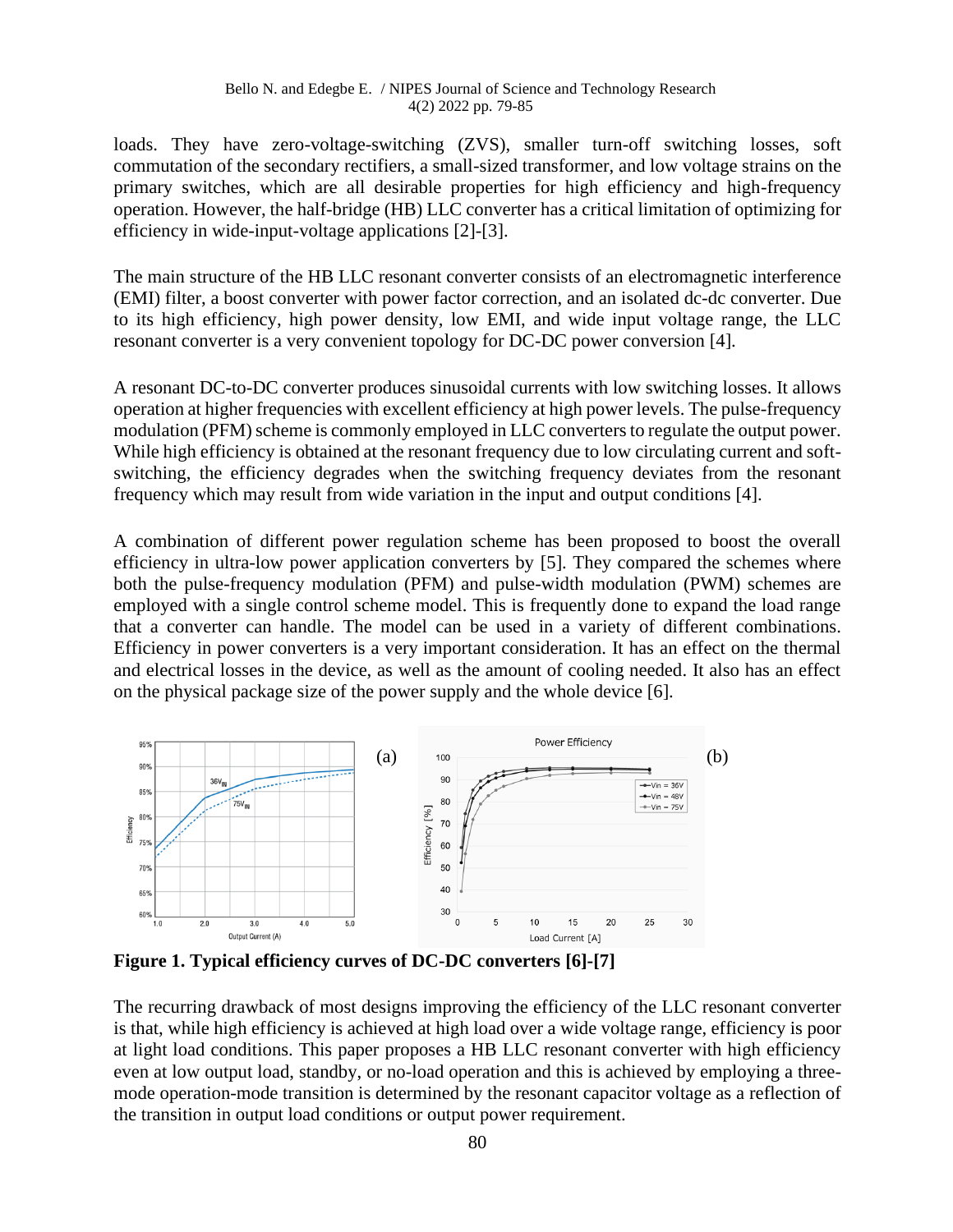loads. They have zero-voltage-switching (ZVS), smaller turn-off switching losses, soft commutation of the secondary rectifiers, a small-sized transformer, and low voltage strains on the primary switches, which are all desirable properties for high efficiency and high-frequency operation. However, the half-bridge (HB) LLC converter has a critical limitation of optimizing for efficiency in wide-input-voltage applications [2]-[3].

The main structure of the HB LLC resonant converter consists of an electromagnetic interference (EMI) filter, a boost converter with power factor correction, and an isolated dc-dc converter. Due to its high efficiency, high power density, low EMI, and wide input voltage range, the LLC resonant converter is a very convenient topology for DC-DC power conversion [4].

A resonant DC-to-DC converter produces sinusoidal currents with low switching losses. It allows operation at higher frequencies with excellent efficiency at high power levels. The pulse-frequency modulation (PFM) scheme is commonly employed in LLC converters to regulate the output power. While high efficiency is obtained at the resonant frequency due to low circulating current and soft-switching, the efficiency degrades when the switching frequency deviates from the resonant frequency which may result from wide variation in the input and output conditions [4].

A combination of different power regulation scheme has been proposed to boost the overall efficiency in ultra-low power application converters by [5]. They compared the schemes where both the pulse-frequency modulation (PFM) and pulse-width modulation (PWM) schemes are employed with a single control scheme model. This is frequently done to expand the load range that a converter can handle. The model can be used in a variety of different combinations. Efficiency in power converters is a very important consideration. It has an effect on the thermal and electrical losses in the device, as well as the amount of cooling needed. It also has an effect on the physical package size of the power supply and the whole device [6].

**Figure 1. Typical efficiency curves of DC-DC converters [6]-[7]**

The recurring drawback of most designs improving the efficiency of the LLC resonant converter is that, while high efficiency is achieved at high load over a wide voltage range, efficiency is poor at light load conditions. This paper proposes a HB LLC resonant converter with high efficiency even at low output load, standby, or no-load operation and this is achieved by employing a three-mode operation-mode transition is determined by the resonant capacitor voltage as a reflection of the transition in output load conditions or output power requirement.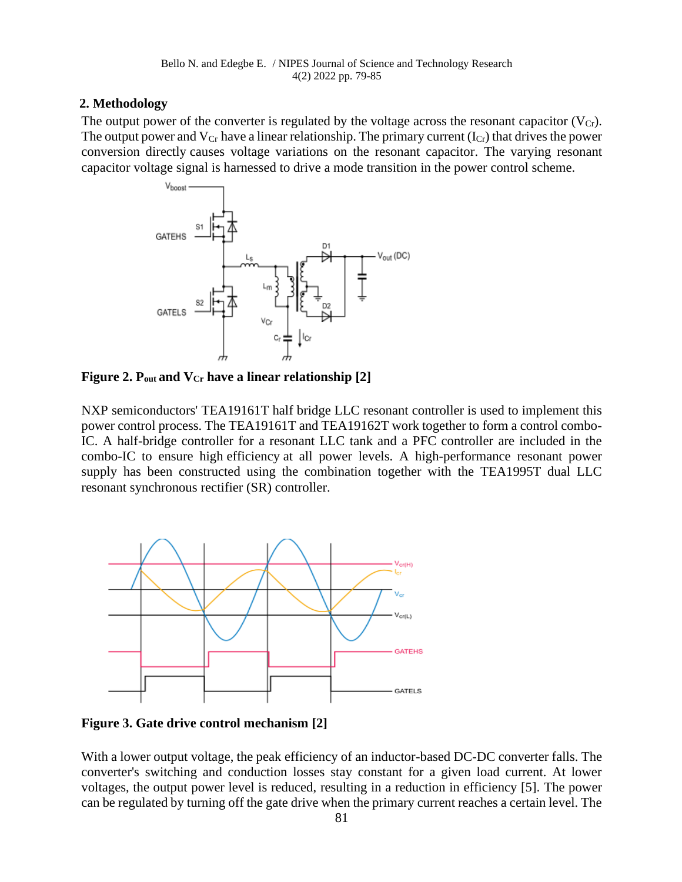## 2. Methodology

The output power of the converter is regulated by the voltage across the resonant capacitor ($V_{Cr}$). The output power and $V_{Cr}$ have a linear relationship. The primary current ($I_{Cr}$) that drives the power conversion directly causes voltage variations on the resonant capacitor. The varying resonant capacitor voltage signal is harnessed to drive a mode transition in the power control scheme.

**Figure 2. $P_{out}$ and $V_{Cr}$ have a linear relationship [2]**

NXP semiconductors' TEA19161T half bridge LLC resonant controller is used to implement this power control process. The TEA19161T and TEA19162T work together to form a control combo-IC. A half-bridge controller for a resonant LLC tank and a PFC controller are included in the combo-IC to ensure high efficiency at all power levels. A high-performance resonant power supply has been constructed using the combination together with the TEA1995T dual LLC resonant synchronous rectifier (SR) controller.

**Figure 3. Gate drive control mechanism [2]**

With a lower output voltage, the peak efficiency of an inductor-based DC-DC converter falls. The converter's switching and conduction losses stay constant for a given load current. At lower voltages, the output power level is reduced, resulting in a reduction in efficiency [5]. The power can be regulated by turning off the gate drive when the primary current reaches a certain level. The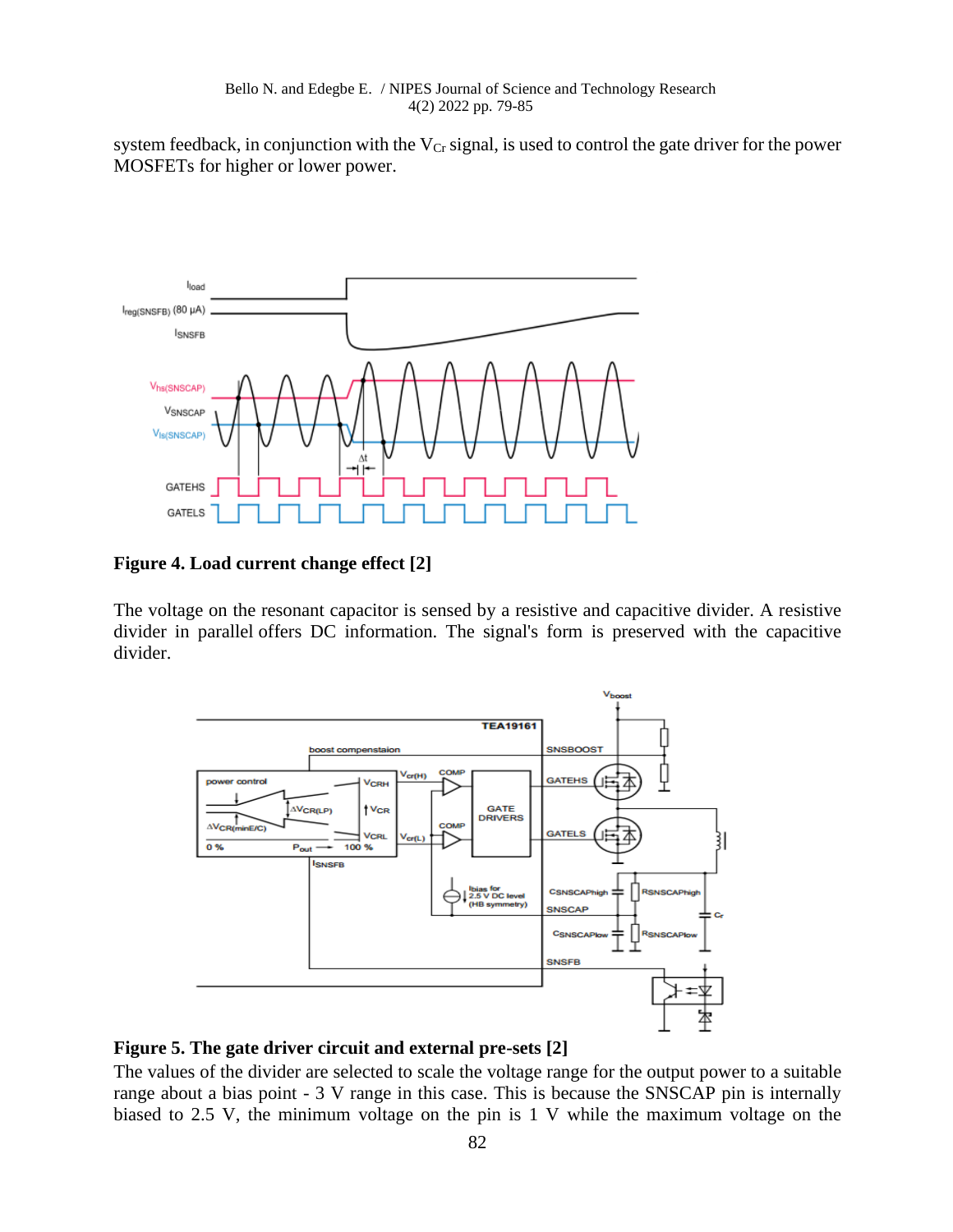system feedback, in conjunction with the $V_{Cr}$ signal, is used to control the gate driver for the power MOSFETs for higher or lower power.

**Figure 4. Load current change effect [2]**

The voltage on the resonant capacitor is sensed by a resistive and capacitive divider. A resistive divider in parallel offers DC information. The signal's form is preserved with the capacitive divider.

**Figure 5. The gate driver circuit and external pre-sets [2]**

The values of the divider are selected to scale the voltage range for the output power to a suitable range about a bias point - 3 V range in this case. This is because the SNSCAP pin is internally biased to 2.5 V, the minimum voltage on the pin is 1 V while the maximum voltage on the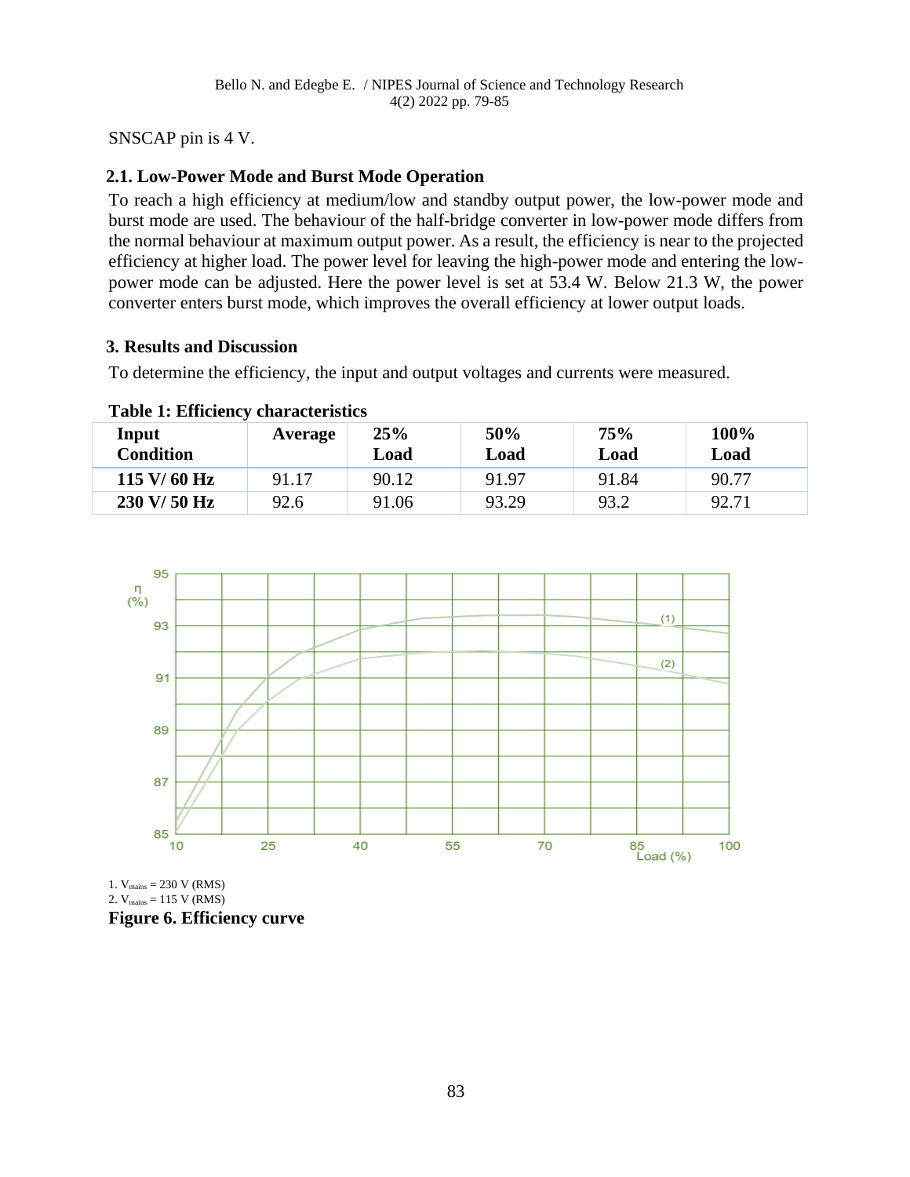SNSCAP pin is 4 V.

### 2.1. Low-Power Mode and Burst Mode Operation

To reach a high efficiency at medium/low and standby output power, the low-power mode and burst mode are used. The behaviour of the half-bridge converter in low-power mode differs from the normal behaviour at maximum output power. As a result, the efficiency is near to the projected efficiency at higher load. The power level for leaving the high-power mode and entering the low-power mode can be adjusted. Here the power level is set at 53.4 W. Below 21.3 W, the power converter enters burst mode, which improves the overall efficiency at lower output loads.

## 3. Results and Discussion

To determine the efficiency, the input and output voltages and currents were measured.

**Table 1: Efficiency characteristics**

| Input Condition | Average | 25% Load | 50% Load | 75% Load | 100% Load |
|---|---|---|---|---|---|
| **115 V/ 60 Hz** | 91.17 | 90.12 | 91.97 | 91.84 | 90.77 |
| **230 V/ 50 Hz** | 92.6 | 91.06 | 93.29 | 93.2 | 92.71 |

1. $V_{mains}$ = 230 V (RMS)
2. $V_{mains}$ = 115 V (RMS)

**Figure 6. Efficiency curve**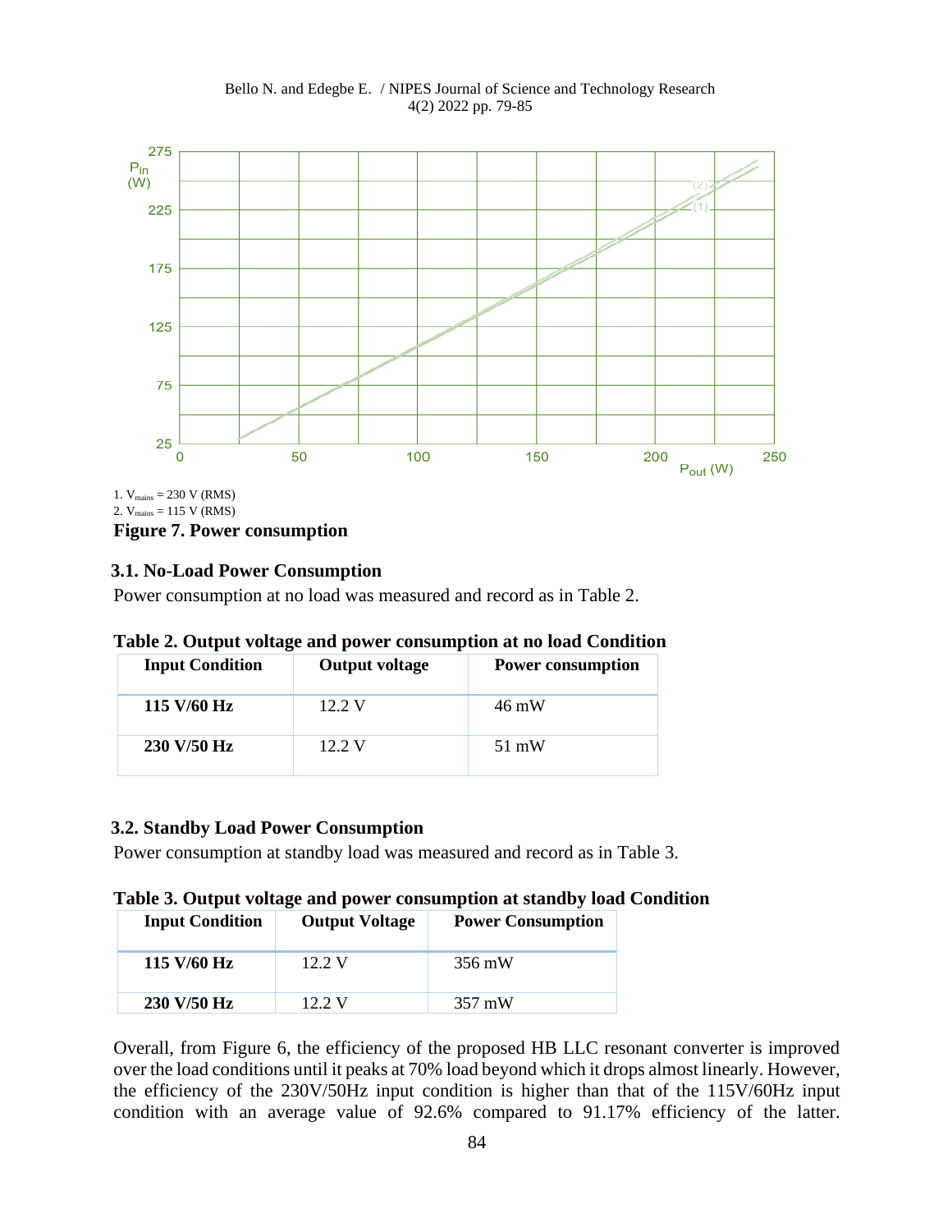1. $V_{mains}$ = 230 V (RMS)
2. $V_{mains}$ = 115 V (RMS)

**Figure 7. Power consumption**

### 3.1. No-Load Power Consumption

Power consumption at no load was measured and record as in Table 2.

**Table 2. Output voltage and power consumption at no load Condition**

| Input Condition | Output voltage | Power consumption |
|---|---|---|
| **115 V/60 Hz** | 12.2 V | 46 mW |
| **230 V/50 Hz** | 12.2 V | 51 mW |

### 3.2. Standby Load Power Consumption

Power consumption at standby load was measured and record as in Table 3.

**Table 3. Output voltage and power consumption at standby load Condition**

| Input Condition | Output Voltage | Power Consumption |
|---|---|---|
| **115 V/60 Hz** | 12.2 V | 356 mW |
| **230 V/50 Hz** | 12.2 V | 357 mW |

Overall, from Figure 6, the efficiency of the proposed HB LLC resonant converter is improved over the load conditions until it peaks at 70% load beyond which it drops almost linearly. However, the efficiency of the 230V/50Hz input condition is higher than that of the 115V/60Hz input condition with an average value of 92.6% compared to 91.17% efficiency of the latter.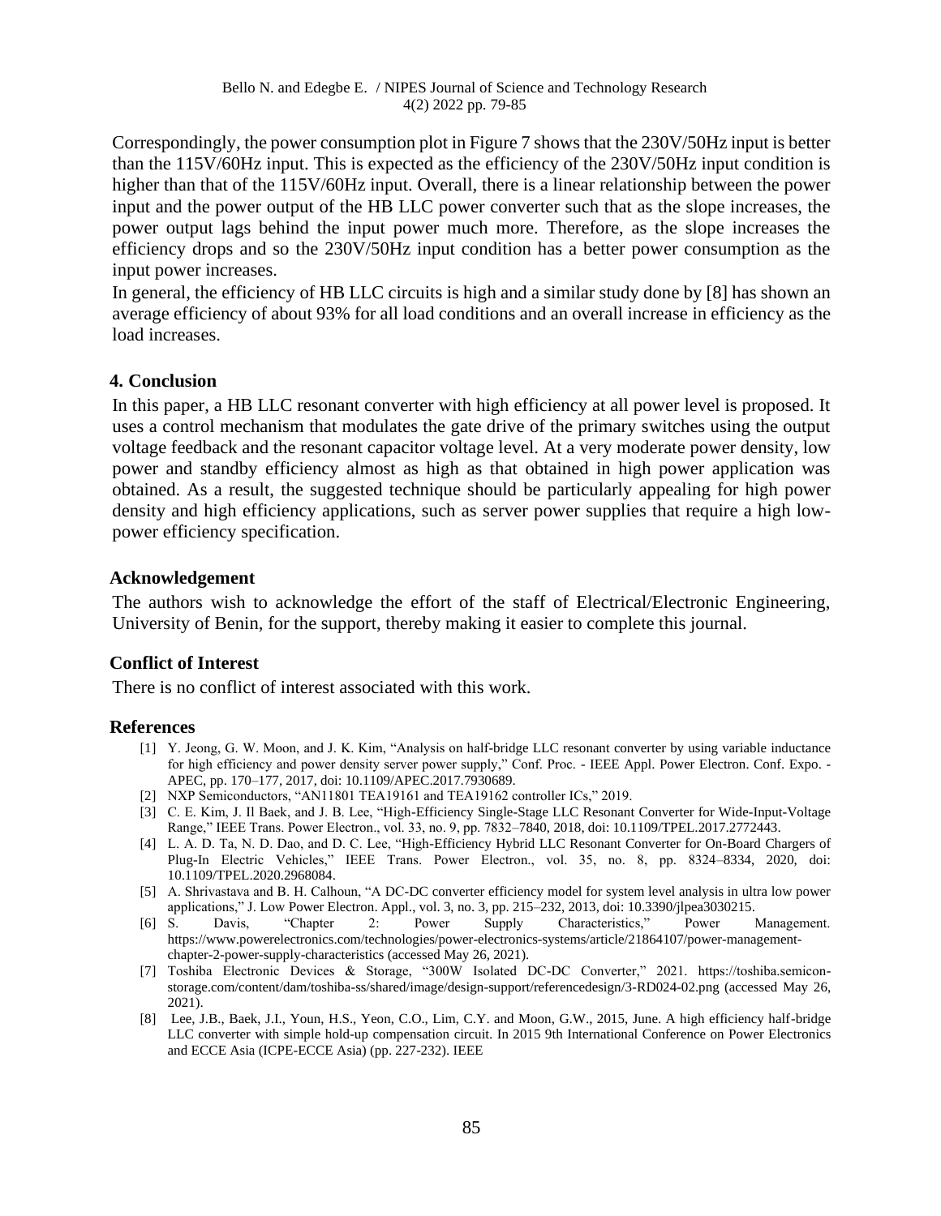Correspondingly, the power consumption plot in Figure 7 shows that the 230V/50Hz input is better than the 115V/60Hz input. This is expected as the efficiency of the 230V/50Hz input condition is higher than that of the 115V/60Hz input. Overall, there is a linear relationship between the power input and the power output of the HB LLC power converter such that as the slope increases, the power output lags behind the input power much more. Therefore, as the slope increases the efficiency drops and so the 230V/50Hz input condition has a better power consumption as the input power increases.

In general, the efficiency of HB LLC circuits is high and a similar study done by [8] has shown an average efficiency of about 93% for all load conditions and an overall increase in efficiency as the load increases.

## 4. Conclusion

In this paper, a HB LLC resonant converter with high efficiency at all power level is proposed. It uses a control mechanism that modulates the gate drive of the primary switches using the output voltage feedback and the resonant capacitor voltage level. At a very moderate power density, low power and standby efficiency almost as high as that obtained in high power application was obtained. As a result, the suggested technique should be particularly appealing for high power density and high efficiency applications, such as server power supplies that require a high low-power efficiency specification.

## Acknowledgement

The authors wish to acknowledge the effort of the staff of Electrical/Electronic Engineering, University of Benin, for the support, thereby making it easier to complete this journal.

## Conflict of Interest

There is no conflict of interest associated with this work.

## References

[1] Y. Jeong, G. W. Moon, and J. K. Kim, "Analysis on half-bridge LLC resonant converter by using variable inductance for high efficiency and power density server power supply," Conf. Proc. - IEEE Appl. Power Electron. Conf. Expo. - APEC, pp. 170–177, 2017, doi: 10.1109/APEC.2017.7930689.

[2] NXP Semiconductors, "AN11801 TEA19161 and TEA19162 controller ICs," 2019.

[3] C. E. Kim, J. Il Baek, and J. B. Lee, "High-Efficiency Single-Stage LLC Resonant Converter for Wide-Input-Voltage Range," IEEE Trans. Power Electron., vol. 33, no. 9, pp. 7832–7840, 2018, doi: 10.1109/TPEL.2017.2772443.

[4] L. A. D. Ta, N. D. Dao, and D. C. Lee, "High-Efficiency Hybrid LLC Resonant Converter for On-Board Chargers of Plug-In Electric Vehicles," IEEE Trans. Power Electron., vol. 35, no. 8, pp. 8324–8334, 2020, doi: 10.1109/TPEL.2020.2968084.

[5] A. Shrivastava and B. H. Calhoun, "A DC-DC converter efficiency model for system level analysis in ultra low power applications," J. Low Power Electron. Appl., vol. 3, no. 3, pp. 215–232, 2013, doi: 10.3390/jlpea3030215.

[6] S. Davis, "Chapter 2: Power Supply Characteristics," Power Management. https://www.powerelectronics.com/technologies/power-electronics-systems/article/21864107/power-management-chapter-2-power-supply-characteristics (accessed May 26, 2021).

[7] Toshiba Electronic Devices & Storage, "300W Isolated DC-DC Converter," 2021. https://toshiba.semicon-storage.com/content/dam/toshiba-ss/shared/image/design-support/referencedesign/3-RD024-02.png (accessed May 26, 2021).

[8] Lee, J.B., Baek, J.I., Youn, H.S., Yeon, C.O., Lim, C.Y. and Moon, G.W., 2015, June. A high efficiency half-bridge LLC converter with simple hold-up compensation circuit. In 2015 9th International Conference on Power Electronics and ECCE Asia (ICPE-ECCE Asia) (pp. 227-232). IEEE